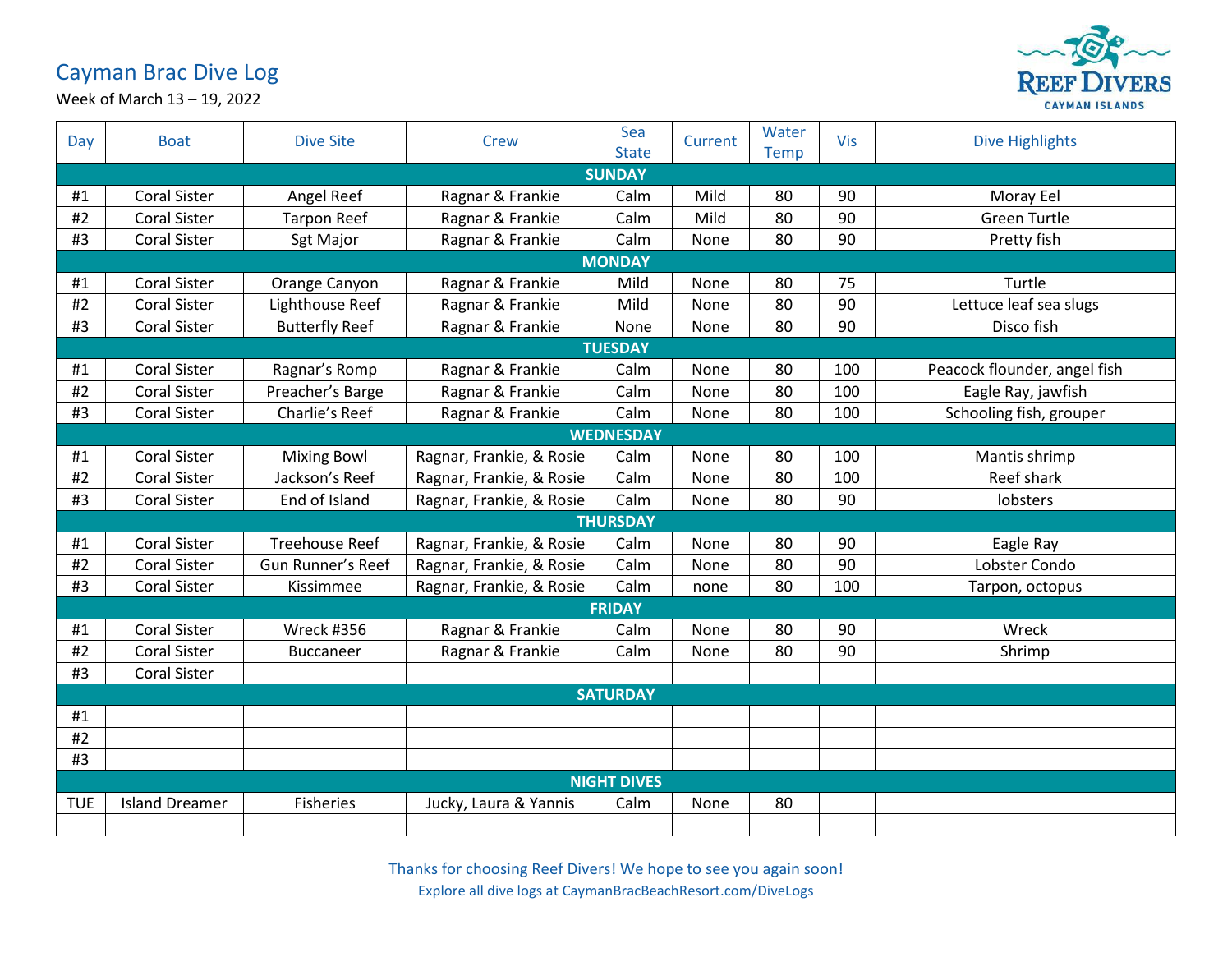# Cayman Brac Dive Log

Week of March 13 – 19, 2022

REEF DIVERS
CAYMAN ISLANDS

| Day | Boat | Dive Site | Crew | Sea State | Current | Water Temp | Vis | Dive Highlights |
|---|---|---|---|---|---|---|---|---|
| **SUNDAY** | | | | | | | | |
| #1 | Coral Sister | Angel Reef | Ragnar & Frankie | Calm | Mild | 80 | 90 | Moray Eel |
| #2 | Coral Sister | Tarpon Reef | Ragnar & Frankie | Calm | Mild | 80 | 90 | Green Turtle |
| #3 | Coral Sister | Sgt Major | Ragnar & Frankie | Calm | None | 80 | 90 | Pretty fish |
| **MONDAY** | | | | | | | | |
| #1 | Coral Sister | Orange Canyon | Ragnar & Frankie | Mild | None | 80 | 75 | Turtle |
| #2 | Coral Sister | Lighthouse Reef | Ragnar & Frankie | Mild | None | 80 | 90 | Lettuce leaf sea slugs |
| #3 | Coral Sister | Butterfly Reef | Ragnar & Frankie | None | None | 80 | 90 | Disco fish |
| **TUESDAY** | | | | | | | | |
| #1 | Coral Sister | Ragnar's Romp | Ragnar & Frankie | Calm | None | 80 | 100 | Peacock flounder, angel fish |
| #2 | Coral Sister | Preacher's Barge | Ragnar & Frankie | Calm | None | 80 | 100 | Eagle Ray, jawfish |
| #3 | Coral Sister | Charlie's Reef | Ragnar & Frankie | Calm | None | 80 | 100 | Schooling fish, grouper |
| **WEDNESDAY** | | | | | | | | |
| #1 | Coral Sister | Mixing Bowl | Ragnar, Frankie, & Rosie | Calm | None | 80 | 100 | Mantis shrimp |
| #2 | Coral Sister | Jackson's Reef | Ragnar, Frankie, & Rosie | Calm | None | 80 | 100 | Reef shark |
| #3 | Coral Sister | End of Island | Ragnar, Frankie, & Rosie | Calm | None | 80 | 90 | lobsters |
| **THURSDAY** | | | | | | | | |
| #1 | Coral Sister | Treehouse Reef | Ragnar, Frankie, & Rosie | Calm | None | 80 | 90 | Eagle Ray |
| #2 | Coral Sister | Gun Runner's Reef | Ragnar, Frankie, & Rosie | Calm | None | 80 | 90 | Lobster Condo |
| #3 | Coral Sister | Kissimmee | Ragnar, Frankie, & Rosie | Calm | none | 80 | 100 | Tarpon, octopus |
| **FRIDAY** | | | | | | | | |
| #1 | Coral Sister | Wreck #356 | Ragnar & Frankie | Calm | None | 80 | 90 | Wreck |
| #2 | Coral Sister | Buccaneer | Ragnar & Frankie | Calm | None | 80 | 90 | Shrimp |
| #3 | Coral Sister | | | | | | | |
| **SATURDAY** | | | | | | | | |
| #1 | | | | | | | | |
| #2 | | | | | | | | |
| #3 | | | | | | | | |
| **NIGHT DIVES** | | | | | | | | |
| TUE | Island Dreamer | Fisheries | Jucky, Laura & Yannis | Calm | None | 80 | | |
| | | | | | | | | |

Thanks for choosing Reef Divers! We hope to see you again soon!

Explore all dive logs at CaymanBracBeachResort.com/DiveLogs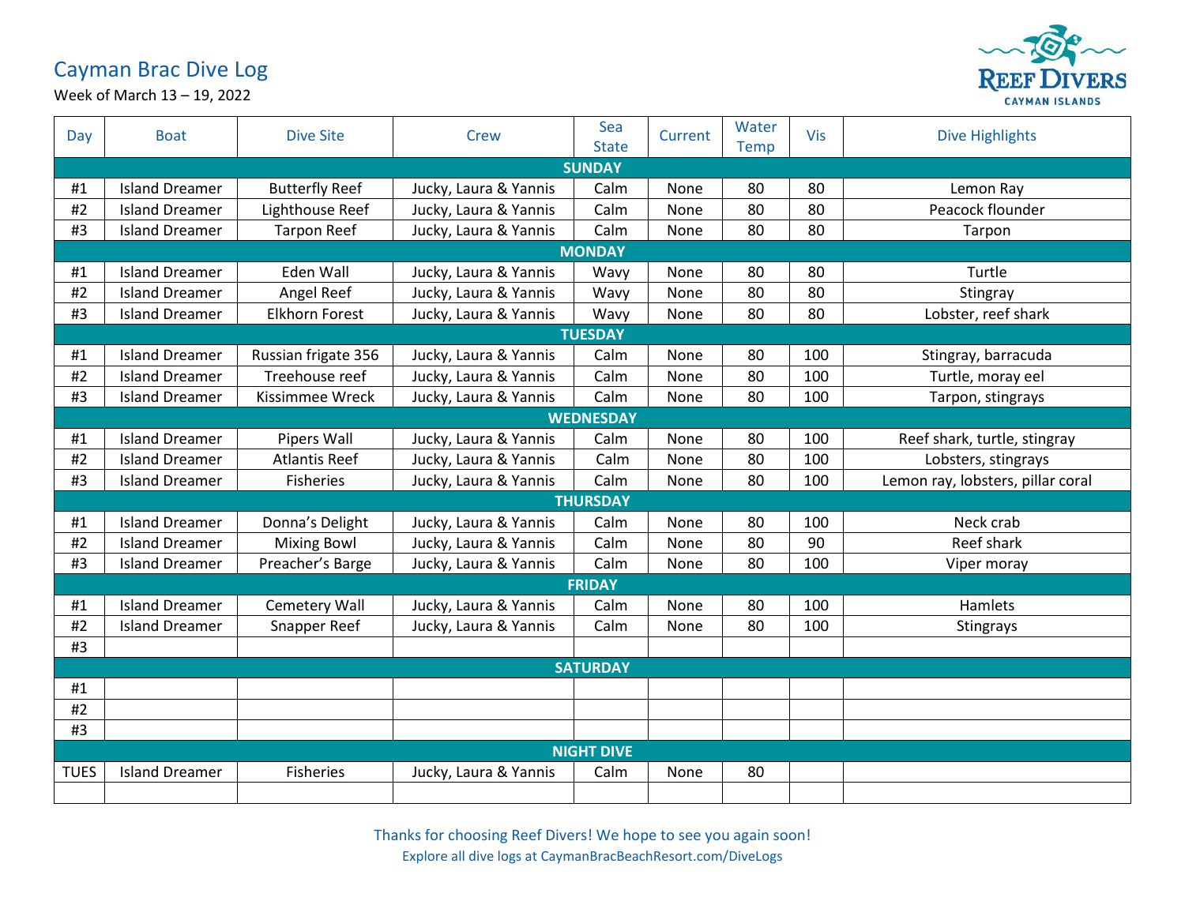# Cayman Brac Dive Log

Week of March 13 – 19, 2022

| Day | Boat | Dive Site | Crew | Sea State | Current | Water Temp | Vis | Dive Highlights |
|---|---|---|---|---|---|---|---|---|
| **SUNDAY** | | | | | | | | |
| #1 | Island Dreamer | Butterfly Reef | Jucky, Laura & Yannis | Calm | None | 80 | 80 | Lemon Ray |
| #2 | Island Dreamer | Lighthouse Reef | Jucky, Laura & Yannis | Calm | None | 80 | 80 | Peacock flounder |
| #3 | Island Dreamer | Tarpon Reef | Jucky, Laura & Yannis | Calm | None | 80 | 80 | Tarpon |
| **MONDAY** | | | | | | | | |
| #1 | Island Dreamer | Eden Wall | Jucky, Laura & Yannis | Wavy | None | 80 | 80 | Turtle |
| #2 | Island Dreamer | Angel Reef | Jucky, Laura & Yannis | Wavy | None | 80 | 80 | Stingray |
| #3 | Island Dreamer | Elkhorn Forest | Jucky, Laura & Yannis | Wavy | None | 80 | 80 | Lobster, reef shark |
| **TUESDAY** | | | | | | | | |
| #1 | Island Dreamer | Russian frigate 356 | Jucky, Laura & Yannis | Calm | None | 80 | 100 | Stingray, barracuda |
| #2 | Island Dreamer | Treehouse reef | Jucky, Laura & Yannis | Calm | None | 80 | 100 | Turtle, moray eel |
| #3 | Island Dreamer | Kissimmee Wreck | Jucky, Laura & Yannis | Calm | None | 80 | 100 | Tarpon, stingrays |
| **WEDNESDAY** | | | | | | | | |
| #1 | Island Dreamer | Pipers Wall | Jucky, Laura & Yannis | Calm | None | 80 | 100 | Reef shark, turtle, stingray |
| #2 | Island Dreamer | Atlantis Reef | Jucky, Laura & Yannis | Calm | None | 80 | 100 | Lobsters, stingrays |
| #3 | Island Dreamer | Fisheries | Jucky, Laura & Yannis | Calm | None | 80 | 100 | Lemon ray, lobsters, pillar coral |
| **THURSDAY** | | | | | | | | |
| #1 | Island Dreamer | Donna's Delight | Jucky, Laura & Yannis | Calm | None | 80 | 100 | Neck crab |
| #2 | Island Dreamer | Mixing Bowl | Jucky, Laura & Yannis | Calm | None | 80 | 90 | Reef shark |
| #3 | Island Dreamer | Preacher's Barge | Jucky, Laura & Yannis | Calm | None | 80 | 100 | Viper moray |
| **FRIDAY** | | | | | | | | |
| #1 | Island Dreamer | Cemetery Wall | Jucky, Laura & Yannis | Calm | None | 80 | 100 | Hamlets |
| #2 | Island Dreamer | Snapper Reef | Jucky, Laura & Yannis | Calm | None | 80 | 100 | Stingrays |
| #3 | | | | | | | | |
| **SATURDAY** | | | | | | | | |
| #1 | | | | | | | | |
| #2 | | | | | | | | |
| #3 | | | | | | | | |
| **NIGHT DIVE** | | | | | | | | |
| TUES | Island Dreamer | Fisheries | Jucky, Laura & Yannis | Calm | None | 80 | | |
| | | | | | | | | |

Thanks for choosing Reef Divers! We hope to see you again soon!

Explore all dive logs at CaymanBracBeachResort.com/DiveLogs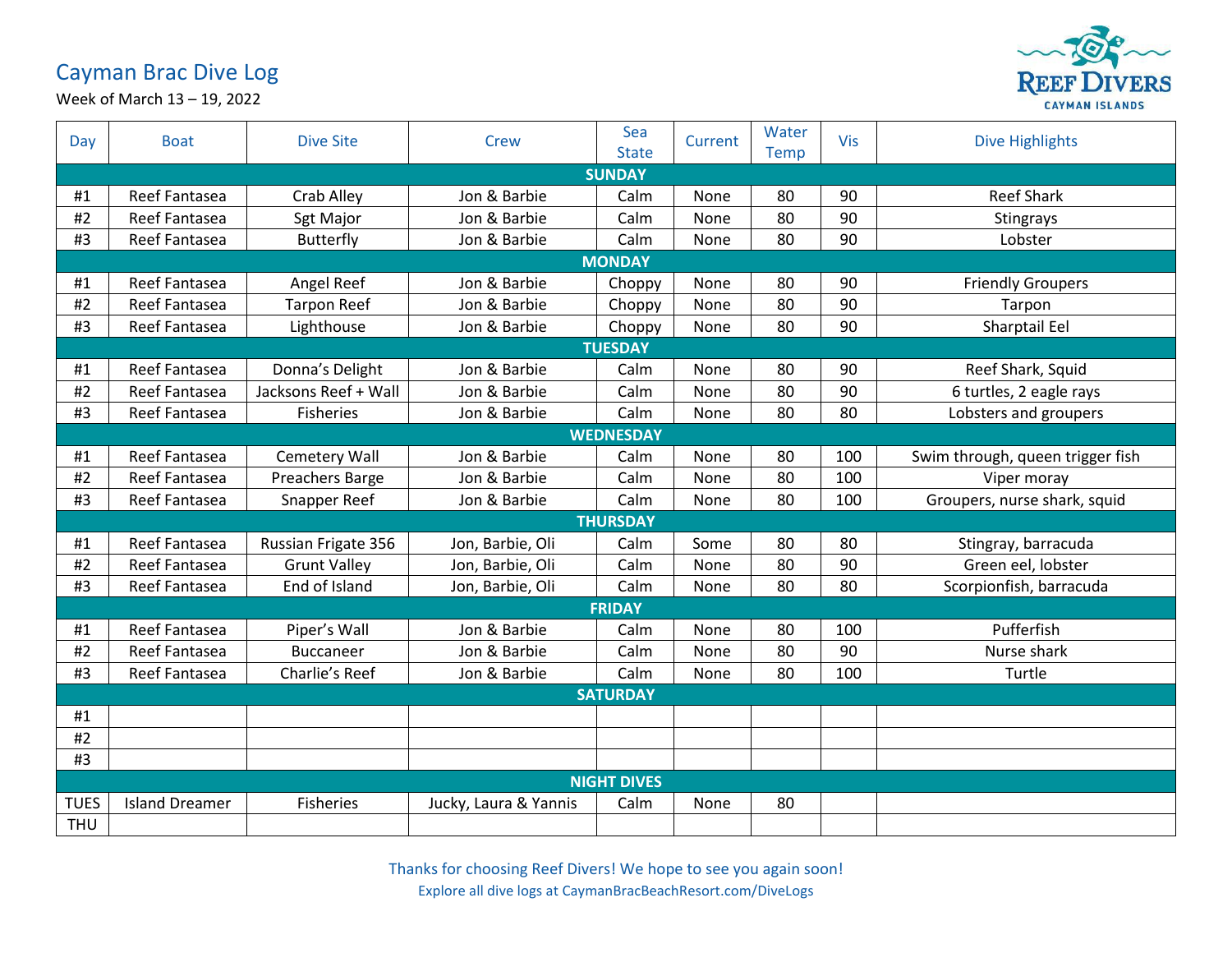# Cayman Brac Dive Log

Week of March 13 – 19, 2022

REEF DIVERS
CAYMAN ISLANDS

| Day | Boat | Dive Site | Crew | Sea State | Current | Water Temp | Vis | Dive Highlights |
|---|---|---|---|---|---|---|---|---|
| **SUNDAY** | | | | | | | | |
| #1 | Reef Fantasea | Crab Alley | Jon & Barbie | Calm | None | 80 | 90 | Reef Shark |
| #2 | Reef Fantasea | Sgt Major | Jon & Barbie | Calm | None | 80 | 90 | Stingrays |
| #3 | Reef Fantasea | Butterfly | Jon & Barbie | Calm | None | 80 | 90 | Lobster |
| **MONDAY** | | | | | | | | |
| #1 | Reef Fantasea | Angel Reef | Jon & Barbie | Choppy | None | 80 | 90 | Friendly Groupers |
| #2 | Reef Fantasea | Tarpon Reef | Jon & Barbie | Choppy | None | 80 | 90 | Tarpon |
| #3 | Reef Fantasea | Lighthouse | Jon & Barbie | Choppy | None | 80 | 90 | Sharptail Eel |
| **TUESDAY** | | | | | | | | |
| #1 | Reef Fantasea | Donna's Delight | Jon & Barbie | Calm | None | 80 | 90 | Reef Shark, Squid |
| #2 | Reef Fantasea | Jacksons Reef + Wall | Jon & Barbie | Calm | None | 80 | 90 | 6 turtles, 2 eagle rays |
| #3 | Reef Fantasea | Fisheries | Jon & Barbie | Calm | None | 80 | 80 | Lobsters and groupers |
| **WEDNESDAY** | | | | | | | | |
| #1 | Reef Fantasea | Cemetery Wall | Jon & Barbie | Calm | None | 80 | 100 | Swim through, queen trigger fish |
| #2 | Reef Fantasea | Preachers Barge | Jon & Barbie | Calm | None | 80 | 100 | Viper moray |
| #3 | Reef Fantasea | Snapper Reef | Jon & Barbie | Calm | None | 80 | 100 | Groupers, nurse shark, squid |
| **THURSDAY** | | | | | | | | |
| #1 | Reef Fantasea | Russian Frigate 356 | Jon, Barbie, Oli | Calm | Some | 80 | 80 | Stingray, barracuda |
| #2 | Reef Fantasea | Grunt Valley | Jon, Barbie, Oli | Calm | None | 80 | 90 | Green eel, lobster |
| #3 | Reef Fantasea | End of Island | Jon, Barbie, Oli | Calm | None | 80 | 80 | Scorpionfish, barracuda |
| **FRIDAY** | | | | | | | | |
| #1 | Reef Fantasea | Piper's Wall | Jon & Barbie | Calm | None | 80 | 100 | Pufferfish |
| #2 | Reef Fantasea | Buccaneer | Jon & Barbie | Calm | None | 80 | 90 | Nurse shark |
| #3 | Reef Fantasea | Charlie's Reef | Jon & Barbie | Calm | None | 80 | 100 | Turtle |
| **SATURDAY** | | | | | | | | |
| #1 | | | | | | | | |
| #2 | | | | | | | | |
| #3 | | | | | | | | |
| **NIGHT DIVES** | | | | | | | | |
| TUES | Island Dreamer | Fisheries | Jucky, Laura & Yannis | Calm | None | 80 | | |
| THU | | | | | | | | |

Thanks for choosing Reef Divers! We hope to see you again soon!

Explore all dive logs at CaymanBracBeachResort.com/DiveLogs